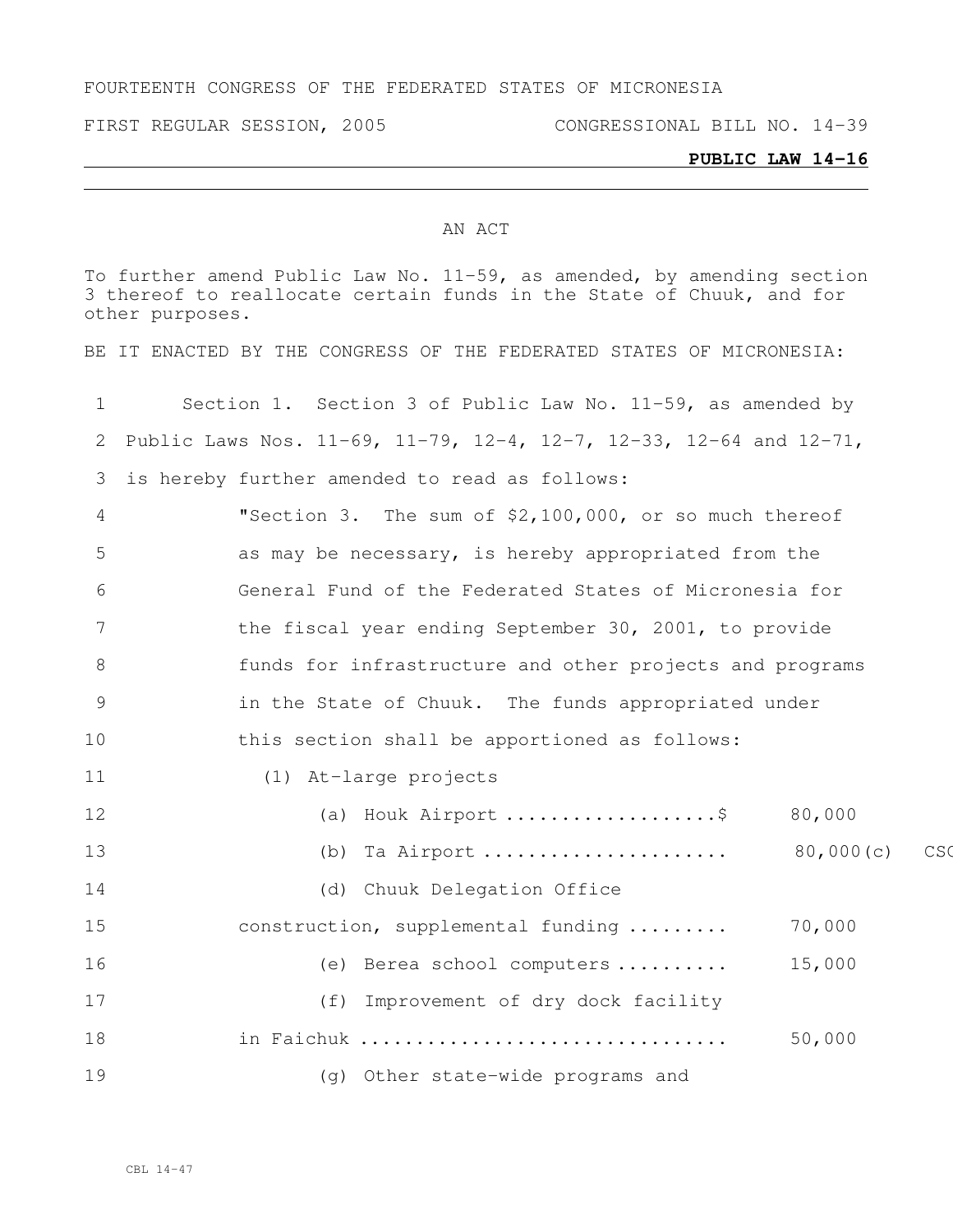FOURTEENTH CONGRESS OF THE FEDERATED STATES OF MICRONESIA

FIRST REGULAR SESSION, 2005 CONGRESSIONAL BILL NO. 14-39

**PUBLIC LAW 14-16**

AN ACT

To further amend Public Law No. 11-59, as amended, by amending section 3 thereof to reallocate certain funds in the State of Chuuk, and for other purposes.

BE IT ENACTED BY THE CONGRESS OF THE FEDERATED STATES OF MICRONESIA:

1 Section 1. Section 3 of Public Law No. 11-59, as amended by
2 Public Laws Nos. 11-69, 11-79, 12-4, 12-7, 12-33, 12-64 and 12-71,
3 is hereby further amended to read as follows:
4 "Section 3. The sum of $2,100,000, or so much thereof
5 as may be necessary, is hereby appropriated from the
6 General Fund of the Federated States of Micronesia for
7 the fiscal year ending September 30, 2001, to provide
8 funds for infrastructure and other projects and programs
9 in the State of Chuuk. The funds appropriated under
10 this section shall be apportioned as follows:
11 (1) At-large projects
12 (a) Houk Airport ...................$ 80,000
13 (b) Ta Airport ...................... 80,000(c) CSC
14 (d) Chuuk Delegation Office
15 construction, supplemental funding ......... 70,000
16 (e) Berea school computers .......... 15,000
17 (f) Improvement of dry dock facility
18 in Faichuk ................................ 50,000
19 (g) Other state-wide programs and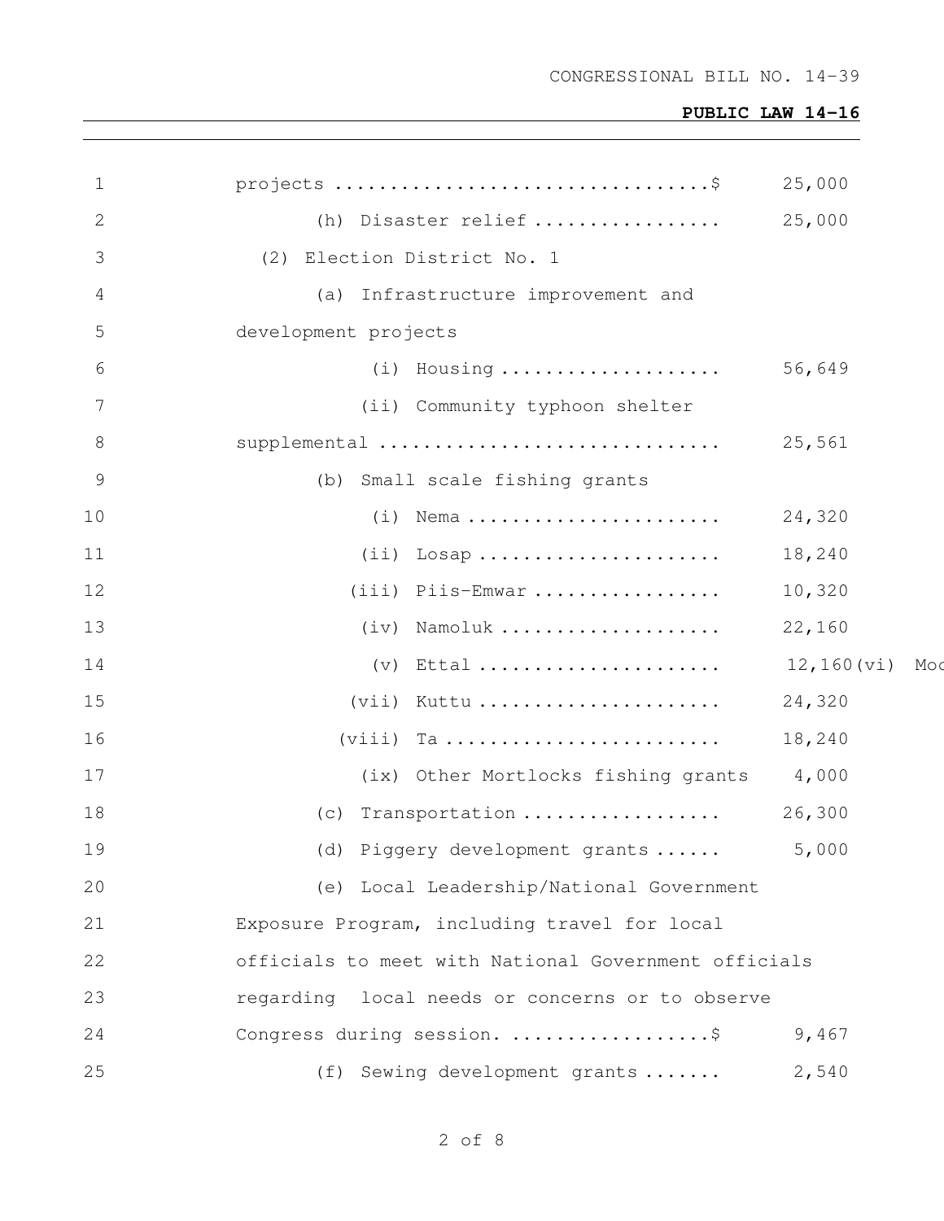projects ..................................$ 25,000

(h) Disaster relief ................. 25,000

(2) Election District No. 1

(a) Infrastructure improvement and development projects

(i) Housing .................... 56,649

(ii) Community typhoon shelter supplemental ............................... 25,561

(b) Small scale fishing grants

(i) Nema ....................... 24,320

(ii) Losap ...................... 18,240

(iii) Piis-Emwar ................. 10,320

(iv) Namoluk .................... 22,160

(v) Ettal ...................... 12,160(vi) Moc

(vii) Kuttu ...................... 24,320

(viii) Ta ......................... 18,240

(ix) Other Mortlocks fishing grants 4,000

(c) Transportation .................. 26,300

(d) Piggery development grants ...... 5,000

(e) Local Leadership/National Government Exposure Program, including travel for local officials to meet with National Government officials regarding local needs or concerns or to observe Congress during session. ..................$ 9,467

(f) Sewing development grants ....... 2,540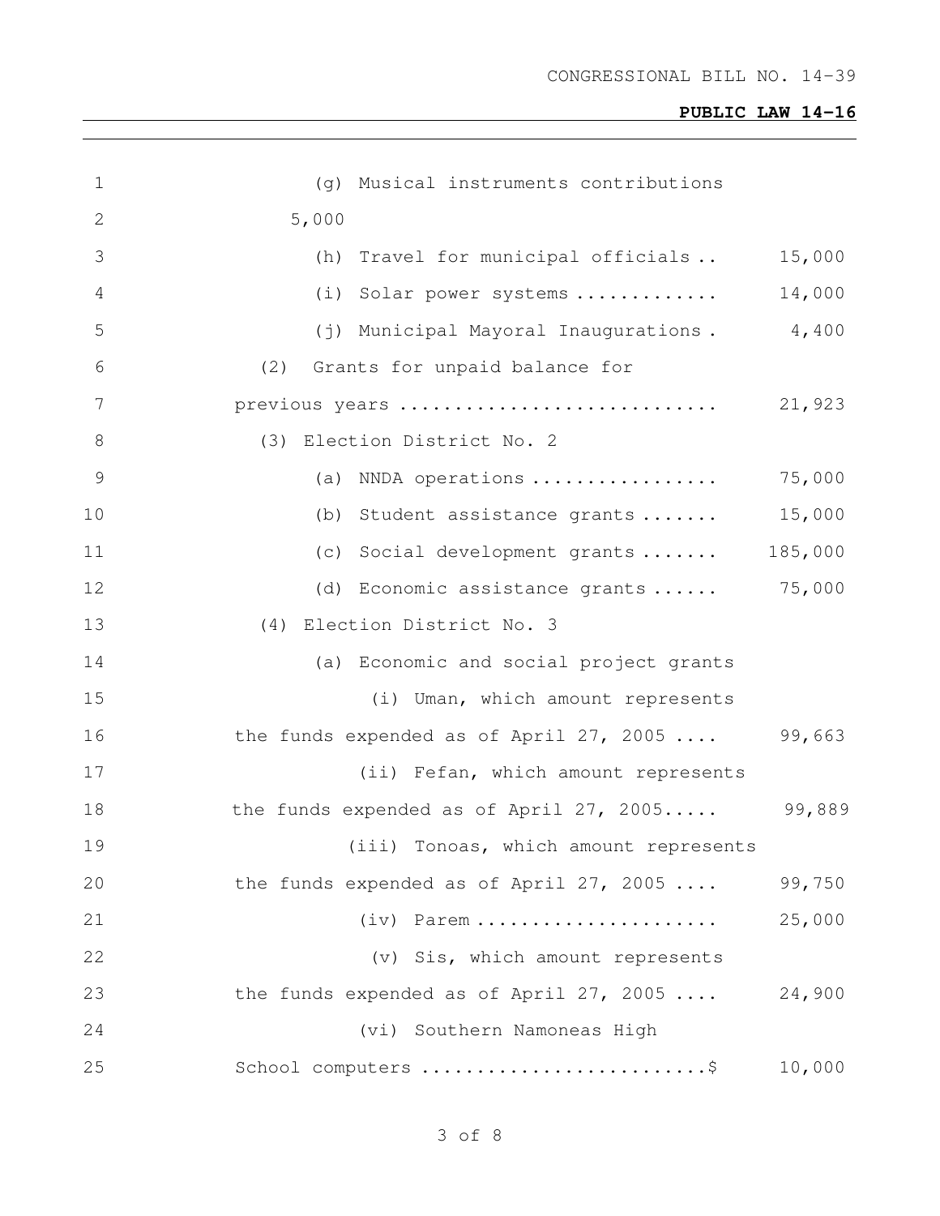(g) Musical instruments contributions
5,000

(h) Travel for municipal officials .. 15,000

(i) Solar power systems ............. 14,000

(j) Municipal Mayoral Inaugurations . 4,400

(2) Grants for unpaid balance for previous years ............................ 21,923

(3) Election District No. 2

(a) NNDA operations ................. 75,000

(b) Student assistance grants ....... 15,000

(c) Social development grants ....... 185,000

(d) Economic assistance grants ...... 75,000

(4) Election District No. 3

(a) Economic and social project grants

(i) Uman, which amount represents the funds expended as of April 27, 2005 .... 99,663

(ii) Fefan, which amount represents the funds expended as of April 27, 2005..... 99,889

(iii) Tonoas, which amount represents the funds expended as of April 27, 2005 .... 99,750

(iv) Parem ...................... 25,000

(v) Sis, which amount represents the funds expended as of April 27, 2005 .... 24,900

(vi) Southern Namoneas High School computers .........................$ 10,000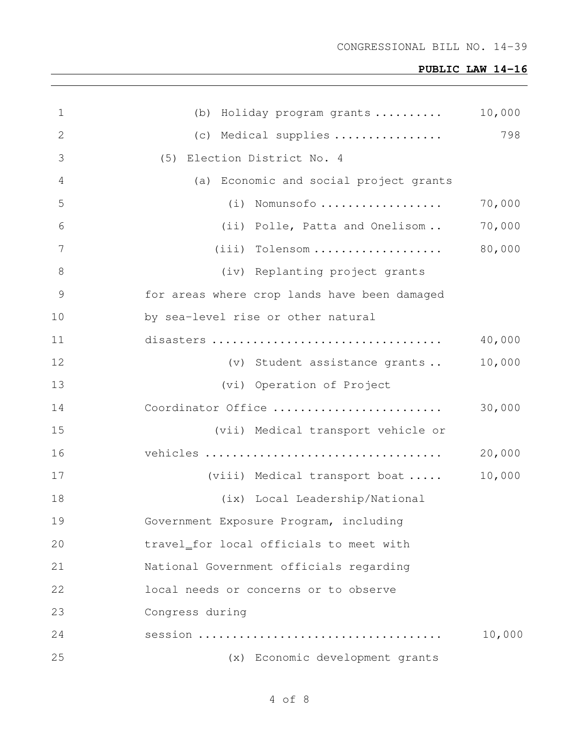(b) Holiday program grants .......... 10,000

(c) Medical supplies ................ 798

(5) Election District No. 4

(a) Economic and social project grants

(i) Nomunsofo .................. 70,000

(ii) Polle, Patta and Onelisom .. 70,000

(iii) Tolensom ................... 80,000

(iv) Replanting project grants for areas where crop lands have been damaged by sea-level rise or other natural disasters .................................. 40,000

(v) Student assistance grants .. 10,000

(vi) Operation of Project Coordinator Office ........................ 30,000

(vii) Medical transport vehicle or vehicles .................................. 20,000

(viii) Medical transport boat ..... 10,000

(ix) Local Leadership/National Government Exposure Program, including travel for local officials to meet with National Government officials regarding local needs or concerns or to observe Congress during session ................................... 10,000

(x) Economic development grants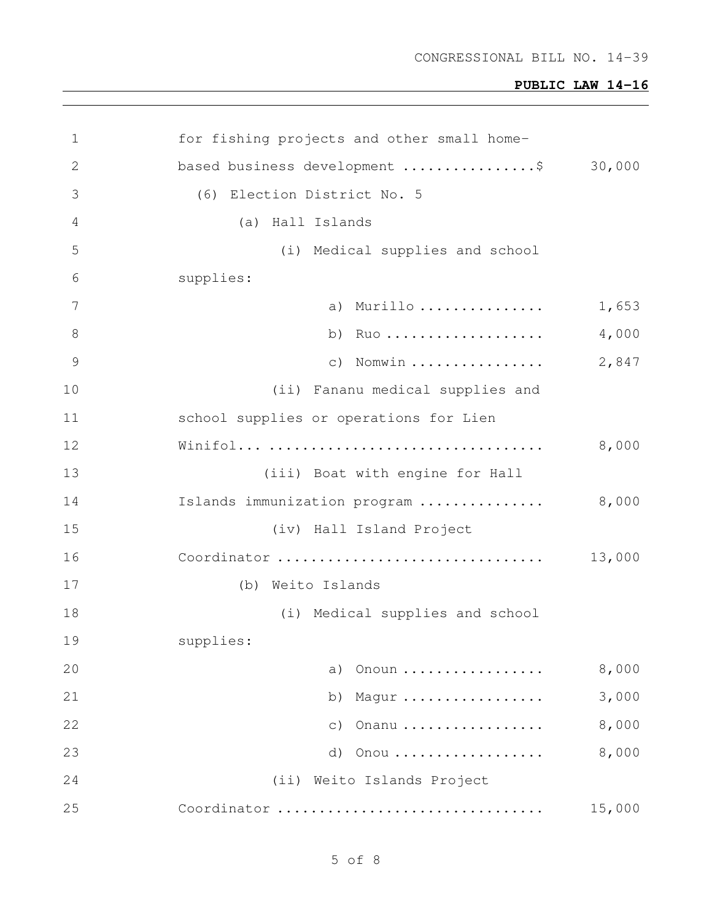for fishing projects and other small home-based business development ................$ 30,000

(6) Election District No. 5

(a) Hall Islands

(i) Medical supplies and school supplies:

| | |
|---|---|
| a) Murillo ............... | 1,653 |
| b) Ruo ................... | 4,000 |
| c) Nomwin ................ | 2,847 |

(ii) Fananu medical supplies and school supplies or operations for Lien Winifol... ................................. 8,000

(iii) Boat with engine for Hall Islands immunization program ............... 8,000

(iv) Hall Island Project Coordinator ............................... 13,000

(b) Weito Islands

(i) Medical supplies and school supplies:

| | |
|---|---|
| a) Onoun ................. | 8,000 |
| b) Magur ................. | 3,000 |
| c) Onanu ................. | 8,000 |
| d) Onou .................. | 8,000 |

(ii) Weito Islands Project Coordinator ............................... 15,000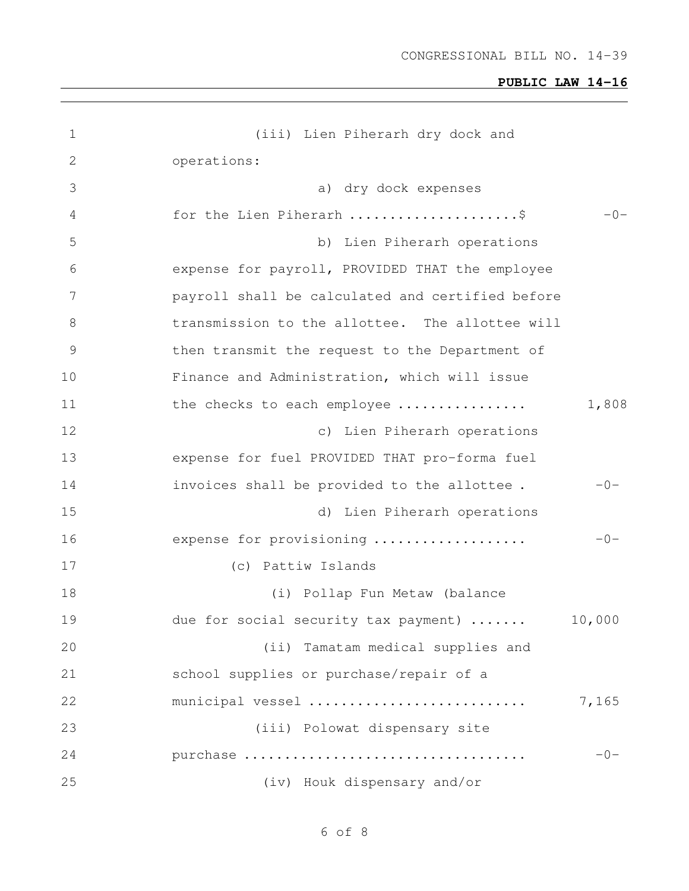(iii) Lien Piherarh dry dock and operations:

a) dry dock expenses for the Lien Piherarh .....................$ -0-

b) Lien Piherarh operations expense for payroll, PROVIDED THAT the employee payroll shall be calculated and certified before transmission to the allottee. The allottee will then transmit the request to the Department of Finance and Administration, which will issue the checks to each employee ................ 1,808

c) Lien Piherarh operations expense for fuel PROVIDED THAT pro-forma fuel invoices shall be provided to the allottee . -0-

d) Lien Piherarh operations expense for provisioning .................. -0-

(c) Pattiw Islands

(i) Pollap Fun Metaw (balance due for social security tax payment) ....... 10,000

(ii) Tamatam medical supplies and school supplies or purchase/repair of a municipal vessel .......................... 7,165

(iii) Polowat dispensary site purchase .................................. -0-

(iv) Houk dispensary and/or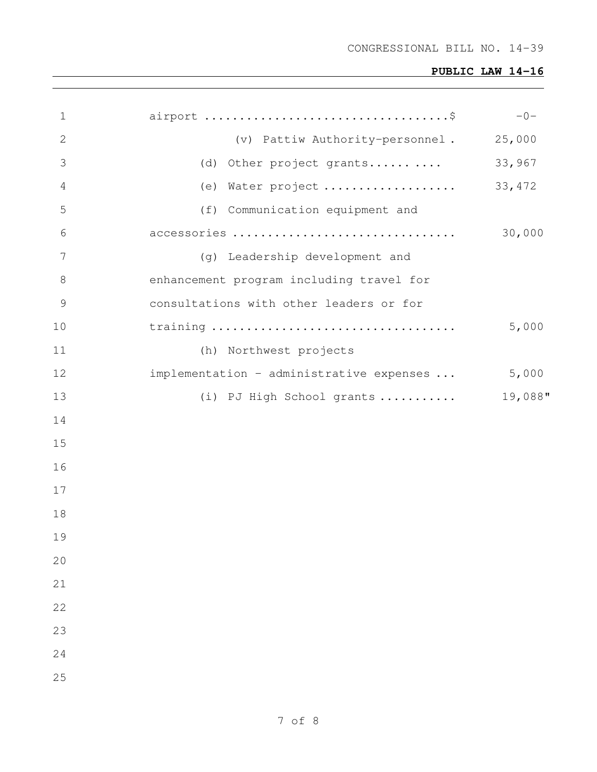airport ..................................$ -0-

(v) Pattiw Authority-personnel . 25,000

(d) Other project grants......... .... 33,967

(e) Water project .................. 33,472

(f) Communication equipment and accessories .............................. 30,000

(g) Leadership development and enhancement program including travel for consultations with other leaders or for training ................................. 5,000

(h) Northwest projects implementation - administrative expenses ... 5,000

(i) PJ High School grants .......... 19,088"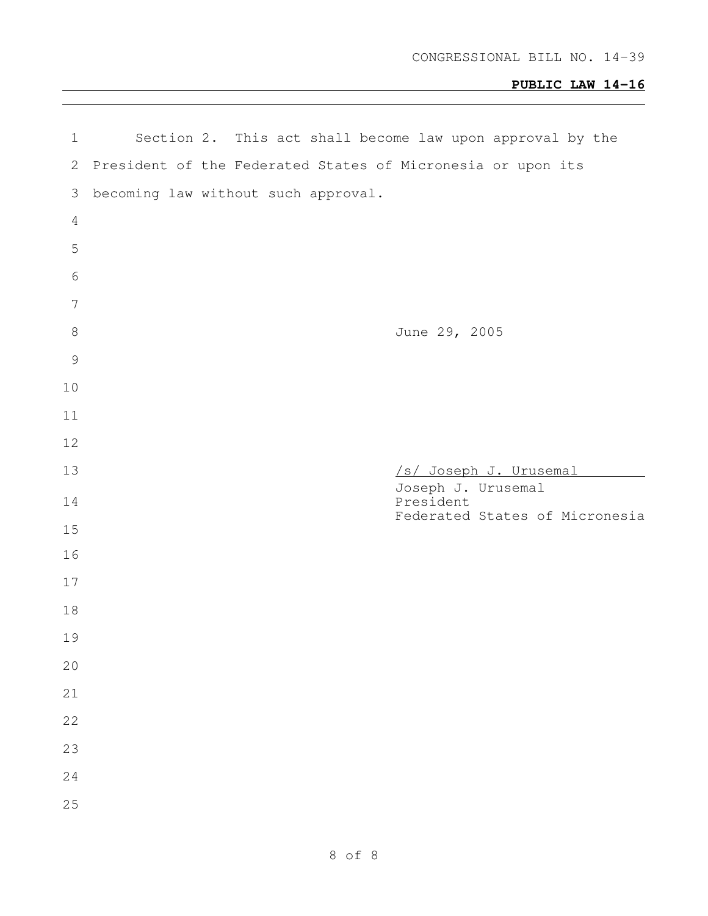Section 2. This act shall become law upon approval by the President of the Federated States of Micronesia or upon its becoming law without such approval.

June 29, 2005

/s/ Joseph J. Urusemal

Joseph J. Urusemal
President
Federated States of Micronesia